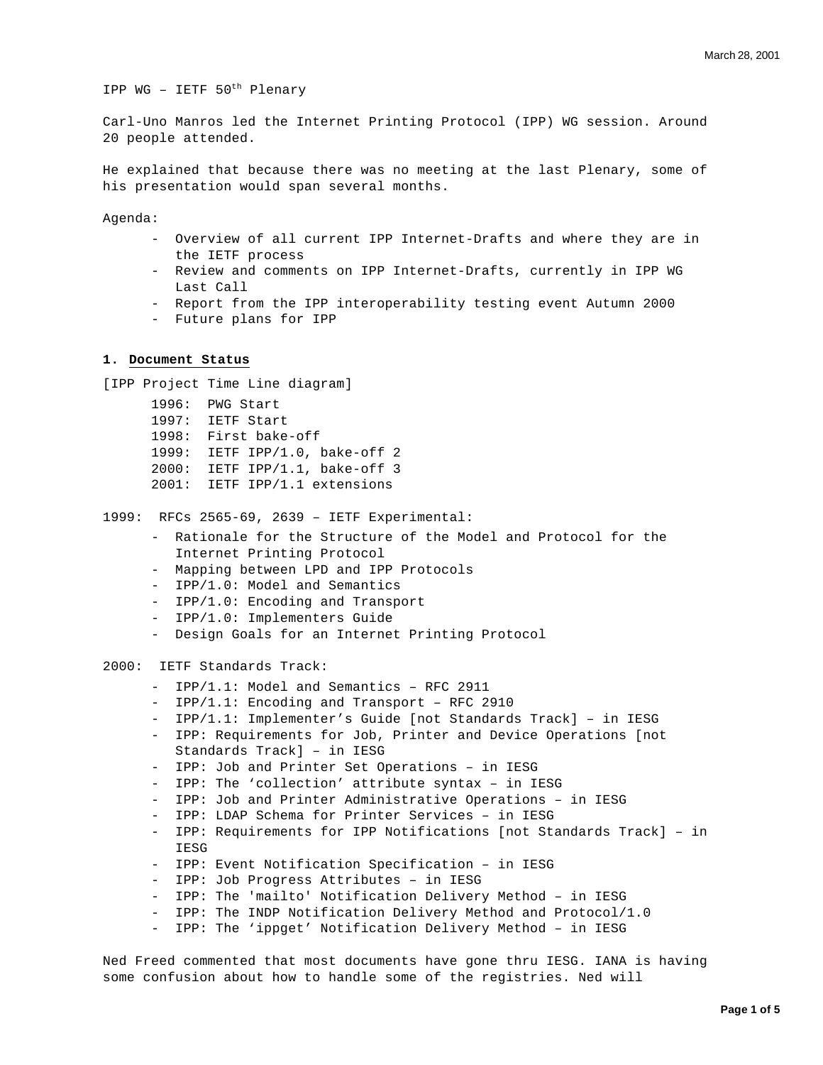IPP WG – IETF 50th Plenary

Carl-Uno Manros led the Internet Printing Protocol (IPP) WG session. Around 20 people attended.

He explained that because there was no meeting at the last Plenary, some of his presentation would span several months.

Agenda:

- Overview of all current IPP Internet-Drafts and where they are in the IETF process
- Review and comments on IPP Internet-Drafts, currently in IPP WG Last Call
- Report from the IPP interoperability testing event Autumn 2000
- Future plans for IPP

## 1. Document Status

[IPP Project Time Line diagram]

- 1996: PWG Start
- 1997: IETF Start
- 1998: First bake-off
- 1999: IETF IPP/1.0, bake-off 2
- 2000: IETF IPP/1.1, bake-off 3
- 2001: IETF IPP/1.1 extensions

1999: RFCs 2565-69, 2639 – IETF Experimental:

- Rationale for the Structure of the Model and Protocol for the Internet Printing Protocol
- Mapping between LPD and IPP Protocols
- IPP/1.0: Model and Semantics
- IPP/1.0: Encoding and Transport
- IPP/1.0: Implementers Guide
- Design Goals for an Internet Printing Protocol

2000: IETF Standards Track:

- IPP/1.1: Model and Semantics – RFC 2911
- IPP/1.1: Encoding and Transport – RFC 2910
- IPP/1.1: Implementer's Guide [not Standards Track] – in IESG
- IPP: Requirements for Job, Printer and Device Operations [not Standards Track] – in IESG
- IPP: Job and Printer Set Operations – in IESG
- IPP: The 'collection' attribute syntax – in IESG
- IPP: Job and Printer Administrative Operations – in IESG
- IPP: LDAP Schema for Printer Services – in IESG
- IPP: Requirements for IPP Notifications [not Standards Track] – in IESG
- IPP: Event Notification Specification – in IESG
- IPP: Job Progress Attributes – in IESG
- IPP: The 'mailto' Notification Delivery Method – in IESG
- IPP: The INDP Notification Delivery Method and Protocol/1.0
- IPP: The 'ippget' Notification Delivery Method – in IESG

Ned Freed commented that most documents have gone thru IESG. IANA is having some confusion about how to handle some of the registries. Ned will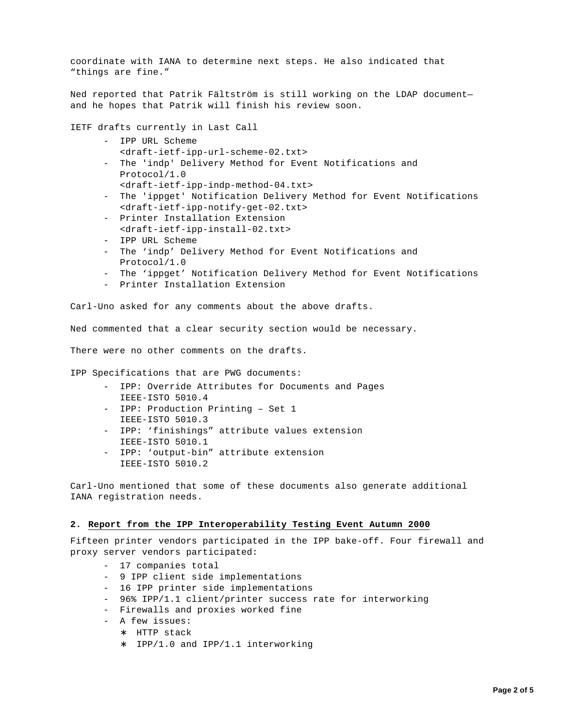coordinate with IANA to determine next steps. He also indicated that “things are fine.”

Ned reported that Patrik Fältström is still working on the LDAP document—and he hopes that Patrik will finish his review soon.

IETF drafts currently in Last Call

- IPP URL Scheme
  <draft-ietf-ipp-url-scheme-02.txt>
- The 'indp' Delivery Method for Event Notifications and Protocol/1.0
  <draft-ietf-ipp-indp-method-04.txt>
- The 'ippget' Notification Delivery Method for Event Notifications
  <draft-ietf-ipp-notify-get-02.txt>
- Printer Installation Extension
  <draft-ietf-ipp-install-02.txt>
- IPP URL Scheme
- The ‘indp’ Delivery Method for Event Notifications and Protocol/1.0
- The ‘ippget’ Notification Delivery Method for Event Notifications
- Printer Installation Extension

Carl-Uno asked for any comments about the above drafts.

Ned commented that a clear security section would be necessary.

There were no other comments on the drafts.

IPP Specifications that are PWG documents:

- IPP: Override Attributes for Documents and Pages
  IEEE-ISTO 5010.4
- IPP: Production Printing – Set 1
  IEEE-ISTO 5010.3
- IPP: ‘finishings” attribute values extension
  IEEE-ISTO 5010.1
- IPP: ‘output-bin” attribute extension
  IEEE-ISTO 5010.2

Carl-Uno mentioned that some of these documents also generate additional IANA registration needs.

## 2. Report from the IPP Interoperability Testing Event Autumn 2000

Fifteen printer vendors participated in the IPP bake-off. Four firewall and proxy server vendors participated:

- 17 companies total
- 9 IPP client side implementations
- 16 IPP printer side implementations
- 96% IPP/1.1 client/printer success rate for interworking
- Firewalls and proxies worked fine
- A few issues:
  - HTTP stack
  - IPP/1.0 and IPP/1.1 interworking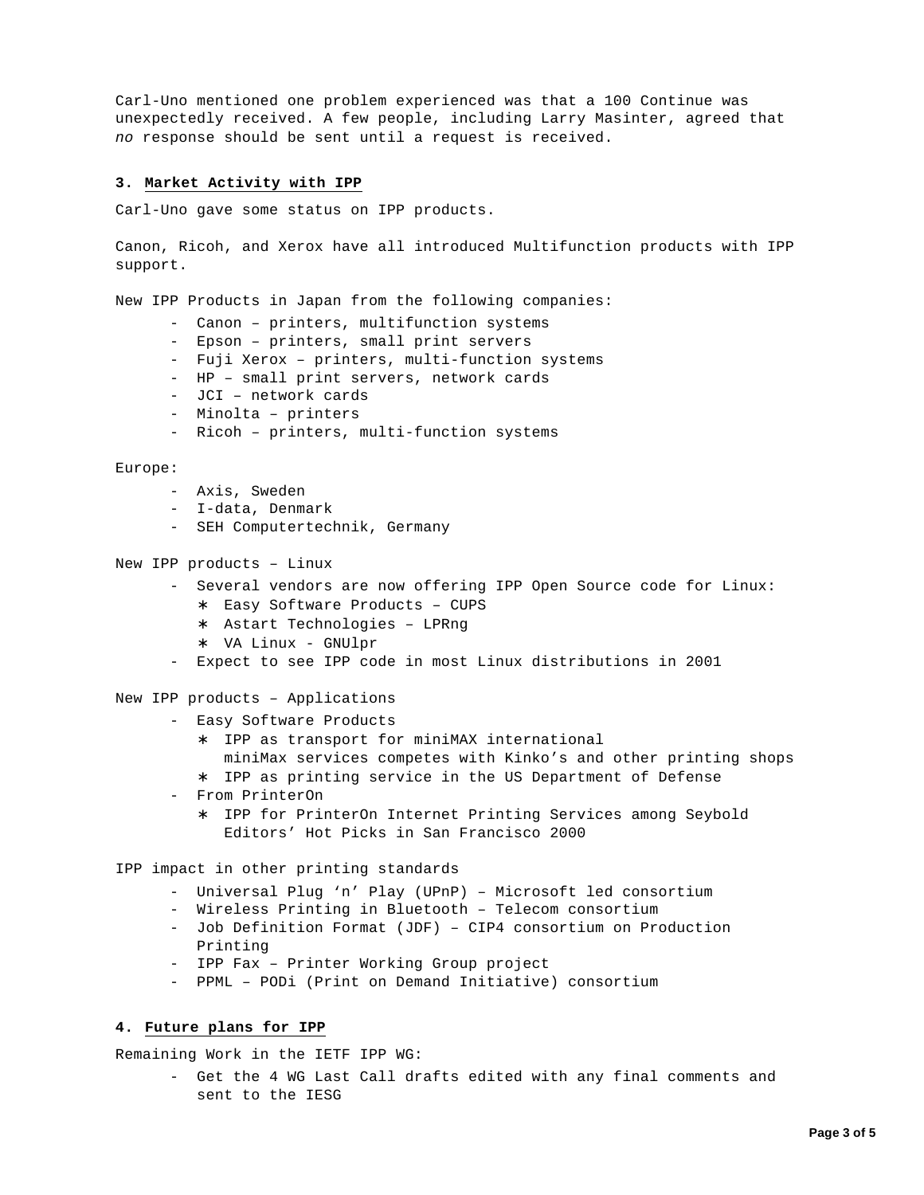Carl-Uno mentioned one problem experienced was that a 100 Continue was unexpectedly received. A few people, including Larry Masinter, agreed that *no* response should be sent until a request is received.

### 3. Market Activity with IPP

Carl-Uno gave some status on IPP products.

Canon, Ricoh, and Xerox have all introduced Multifunction products with IPP support.

New IPP Products in Japan from the following companies:

- Canon – printers, multifunction systems
- Epson – printers, small print servers
- Fuji Xerox – printers, multi-function systems
- HP – small print servers, network cards
- JCI – network cards
- Minolta – printers
- Ricoh – printers, multi-function systems

Europe:

- Axis, Sweden
- I-data, Denmark
- SEH Computertechnik, Germany

New IPP products – Linux

- Several vendors are now offering IPP Open Source code for Linux:
  - Easy Software Products – CUPS
  - Astart Technologies – LPRng
  - VA Linux - GNUlpr
- Expect to see IPP code in most Linux distributions in 2001

New IPP products – Applications

- Easy Software Products
  - IPP as transport for miniMAX international
    miniMax services competes with Kinko's and other printing shops
  - IPP as printing service in the US Department of Defense
- From PrinterOn
  - IPP for PrinterOn Internet Printing Services among Seybold Editors' Hot Picks in San Francisco 2000

IPP impact in other printing standards

- Universal Plug 'n' Play (UPnP) – Microsoft led consortium
- Wireless Printing in Bluetooth – Telecom consortium
- Job Definition Format (JDF) – CIP4 consortium on Production Printing
- IPP Fax – Printer Working Group project
- PPML – PODi (Print on Demand Initiative) consortium

### 4. Future plans for IPP

Remaining Work in the IETF IPP WG:

- Get the 4 WG Last Call drafts edited with any final comments and sent to the IESG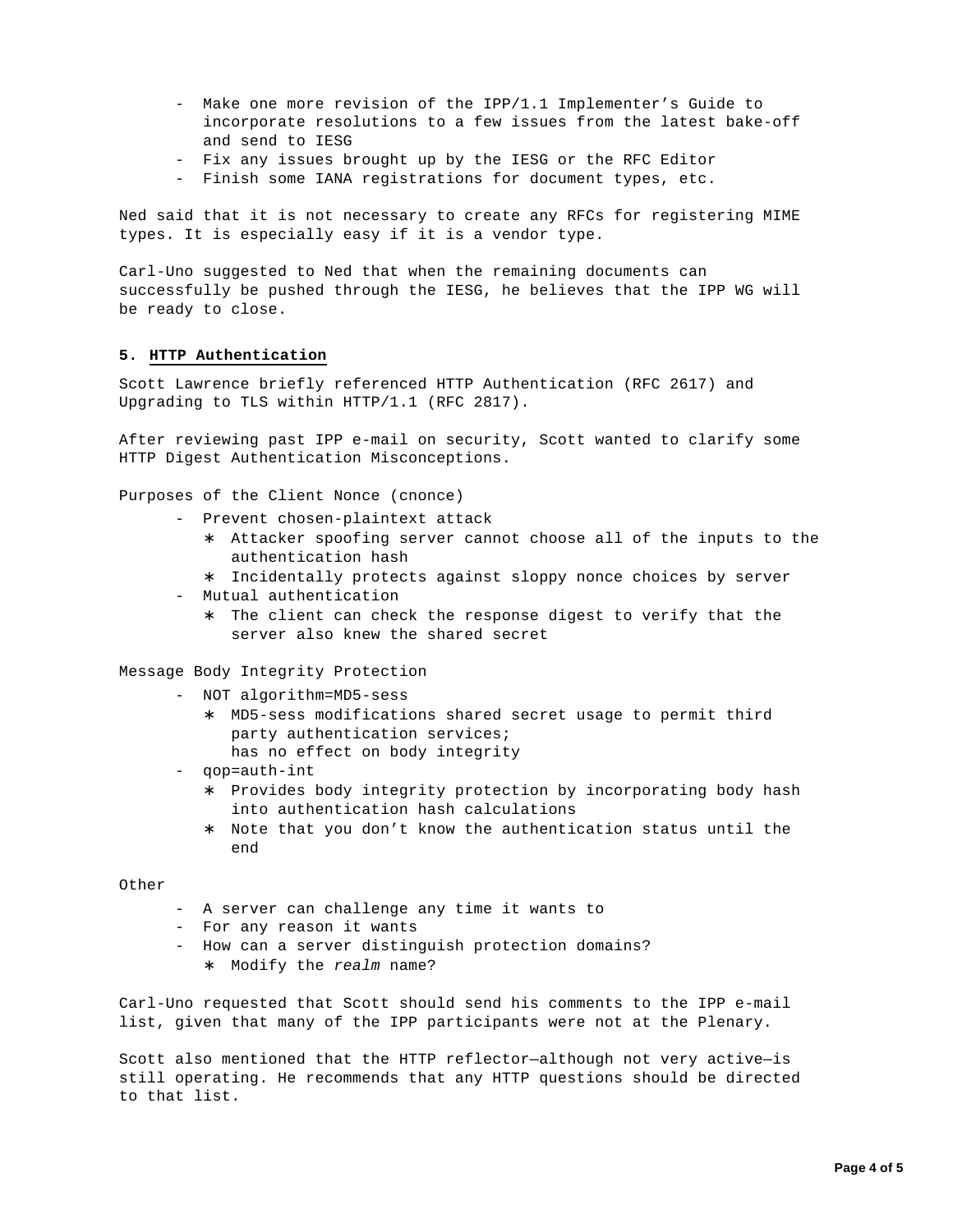- Make one more revision of the IPP/1.1 Implementer's Guide to incorporate resolutions to a few issues from the latest bake-off and send to IESG
- Fix any issues brought up by the IESG or the RFC Editor
- Finish some IANA registrations for document types, etc.

Ned said that it is not necessary to create any RFCs for registering MIME types. It is especially easy if it is a vendor type.

Carl-Uno suggested to Ned that when the remaining documents can successfully be pushed through the IESG, he believes that the IPP WG will be ready to close.

## 5. HTTP Authentication

Scott Lawrence briefly referenced HTTP Authentication (RFC 2617) and Upgrading to TLS within HTTP/1.1 (RFC 2817).

After reviewing past IPP e-mail on security, Scott wanted to clarify some HTTP Digest Authentication Misconceptions.

Purposes of the Client Nonce (cnonce)

- Prevent chosen-plaintext attack
  - Attacker spoofing server cannot choose all of the inputs to the authentication hash
  - Incidentally protects against sloppy nonce choices by server
- Mutual authentication
  - The client can check the response digest to verify that the server also knew the shared secret

Message Body Integrity Protection

- NOT algorithm=MD5-sess
  - MD5-sess modifications shared secret usage to permit third party authentication services;
    has no effect on body integrity
- qop=auth-int
  - Provides body integrity protection by incorporating body hash into authentication hash calculations
  - Note that you don't know the authentication status until the end

Other

- A server can challenge any time it wants to
- For any reason it wants
- How can a server distinguish protection domains?
  - Modify the *realm* name?

Carl-Uno requested that Scott should send his comments to the IPP e-mail list, given that many of the IPP participants were not at the Plenary.

Scott also mentioned that the HTTP reflector—although not very active—is still operating. He recommends that any HTTP questions should be directed to that list.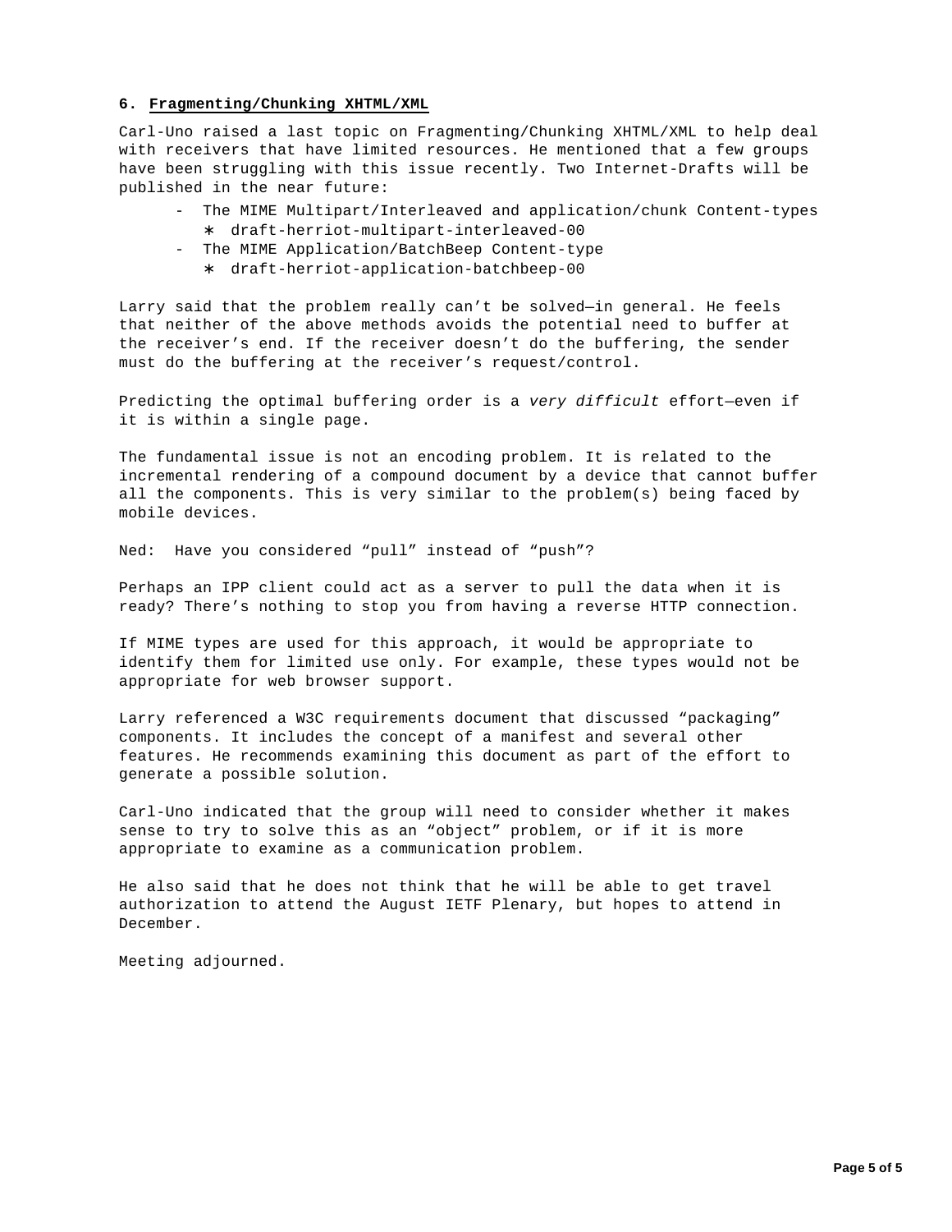### 6. Fragmenting/Chunking XHTML/XML

Carl-Uno raised a last topic on Fragmenting/Chunking XHTML/XML to help deal with receivers that have limited resources. He mentioned that a few groups have been struggling with this issue recently. Two Internet-Drafts will be published in the near future:

- The MIME Multipart/Interleaved and application/chunk Content-types
  - draft-herriot-multipart-interleaved-00
- The MIME Application/BatchBeep Content-type
  - draft-herriot-application-batchbeep-00

Larry said that the problem really can't be solved—in general. He feels that neither of the above methods avoids the potential need to buffer at the receiver's end. If the receiver doesn't do the buffering, the sender must do the buffering at the receiver's request/control.

Predicting the optimal buffering order is a *very difficult* effort—even if it is within a single page.

The fundamental issue is not an encoding problem. It is related to the incremental rendering of a compound document by a device that cannot buffer all the components. This is very similar to the problem(s) being faced by mobile devices.

Ned: Have you considered "pull" instead of "push"?

Perhaps an IPP client could act as a server to pull the data when it is ready? There's nothing to stop you from having a reverse HTTP connection.

If MIME types are used for this approach, it would be appropriate to identify them for limited use only. For example, these types would not be appropriate for web browser support.

Larry referenced a W3C requirements document that discussed "packaging" components. It includes the concept of a manifest and several other features. He recommends examining this document as part of the effort to generate a possible solution.

Carl-Uno indicated that the group will need to consider whether it makes sense to try to solve this as an "object" problem, or if it is more appropriate to examine as a communication problem.

He also said that he does not think that he will be able to get travel authorization to attend the August IETF Plenary, but hopes to attend in December.

Meeting adjourned.